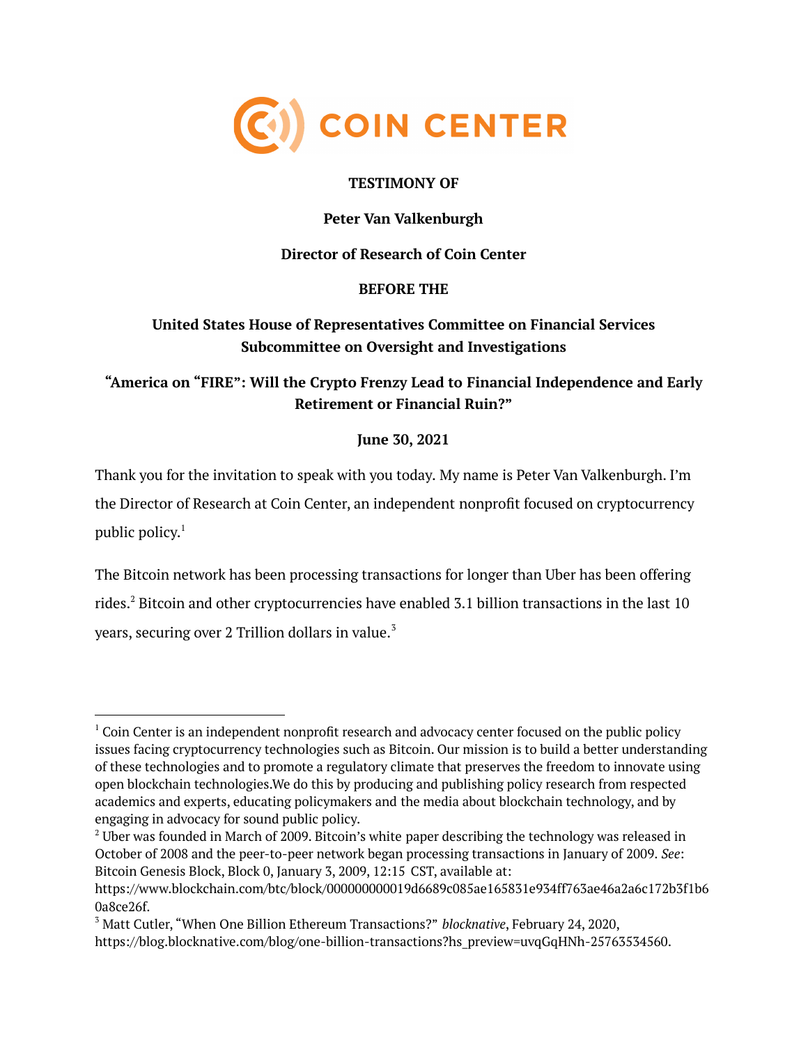COIN CENTER

**TESTIMONY OF**

**Peter Van Valkenburgh**

**Director of Research of Coin Center**

**BEFORE THE**

**United States House of Representatives Committee on Financial Services Subcommittee on Oversight and Investigations**

**"America on "FIRE": Will the Crypto Frenzy Lead to Financial Independence and Early Retirement or Financial Ruin?"**

**June 30, 2021**

Thank you for the invitation to speak with you today. My name is Peter Van Valkenburgh. I'm the Director of Research at Coin Center, an independent nonprofit focused on cryptocurrency public policy.[1]

The Bitcoin network has been processing transactions for longer than Uber has been offering rides.[2] Bitcoin and other cryptocurrencies have enabled 3.1 billion transactions in the last 10 years, securing over 2 Trillion dollars in value.[3]

---

[1] Coin Center is an independent nonprofit research and advocacy center focused on the public policy issues facing cryptocurrency technologies such as Bitcoin. Our mission is to build a better understanding of these technologies and to promote a regulatory climate that preserves the freedom to innovate using open blockchain technologies.We do this by producing and publishing policy research from respected academics and experts, educating policymakers and the media about blockchain technology, and by engaging in advocacy for sound public policy.

[2] Uber was founded in March of 2009. Bitcoin's white paper describing the technology was released in October of 2008 and the peer-to-peer network began processing transactions in January of 2009. *See*: Bitcoin Genesis Block, Block 0, January 3, 2009, 12:15 CST, available at: https://www.blockchain.com/btc/block/000000000019d6689c085ae165831e934ff763ae46a2a6c172b3f1b60a8ce26f.

[3] Matt Cutler, "When One Billion Ethereum Transactions?" *blocknative*, February 24, 2020, https://blog.blocknative.com/blog/one-billion-transactions?hs_preview=uvqGqHNh-25763534560.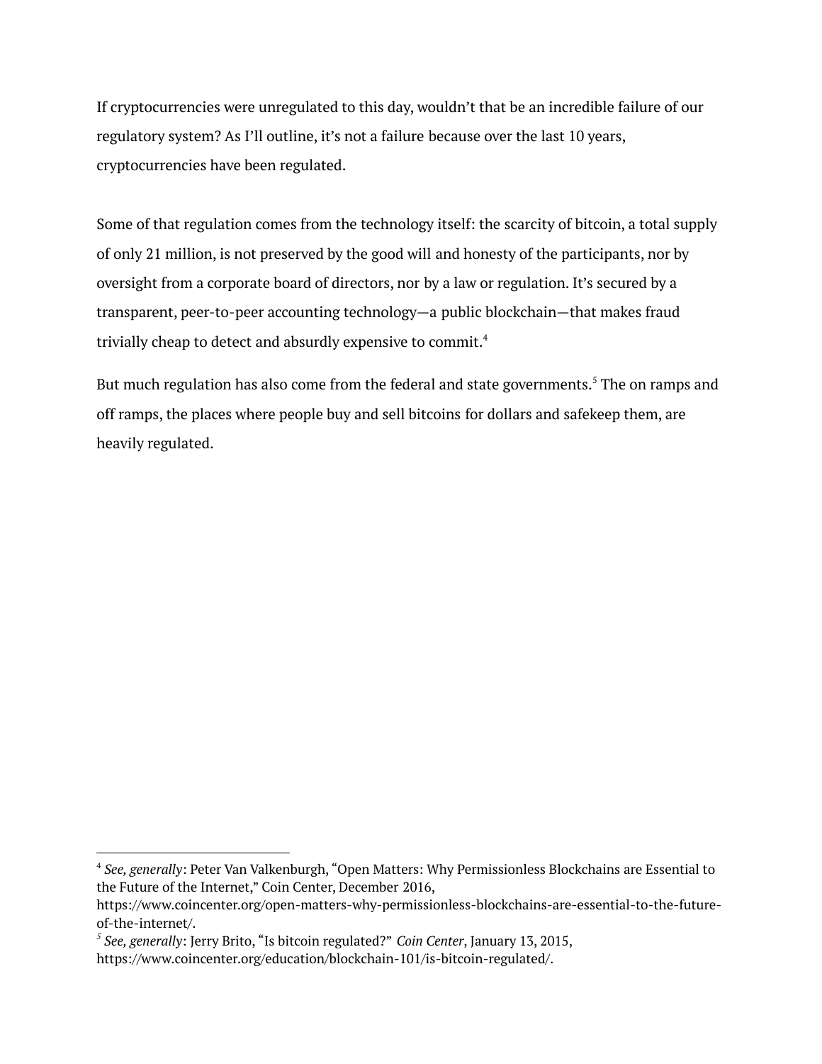If cryptocurrencies were unregulated to this day, wouldn't that be an incredible failure of our regulatory system? As I'll outline, it's not a failure because over the last 10 years, cryptocurrencies have been regulated.

Some of that regulation comes from the technology itself: the scarcity of bitcoin, a total supply of only 21 million, is not preserved by the good will and honesty of the participants, nor by oversight from a corporate board of directors, nor by a law or regulation. It's secured by a transparent, peer-to-peer accounting technology—a public blockchain—that makes fraud trivially cheap to detect and absurdly expensive to commit.[4]

But much regulation has also come from the federal and state governments.[5] The on ramps and off ramps, the places where people buy and sell bitcoins for dollars and safekeep them, are heavily regulated.

---

[4] *See, generally*: Peter Van Valkenburgh, "Open Matters: Why Permissionless Blockchains are Essential to the Future of the Internet," Coin Center, December 2016, https://www.coincenter.org/open-matters-why-permissionless-blockchains-are-essential-to-the-future-of-the-internet/.

[5] *See, generally*: Jerry Brito, "Is bitcoin regulated?" *Coin Center*, January 13, 2015, https://www.coincenter.org/education/blockchain-101/is-bitcoin-regulated/.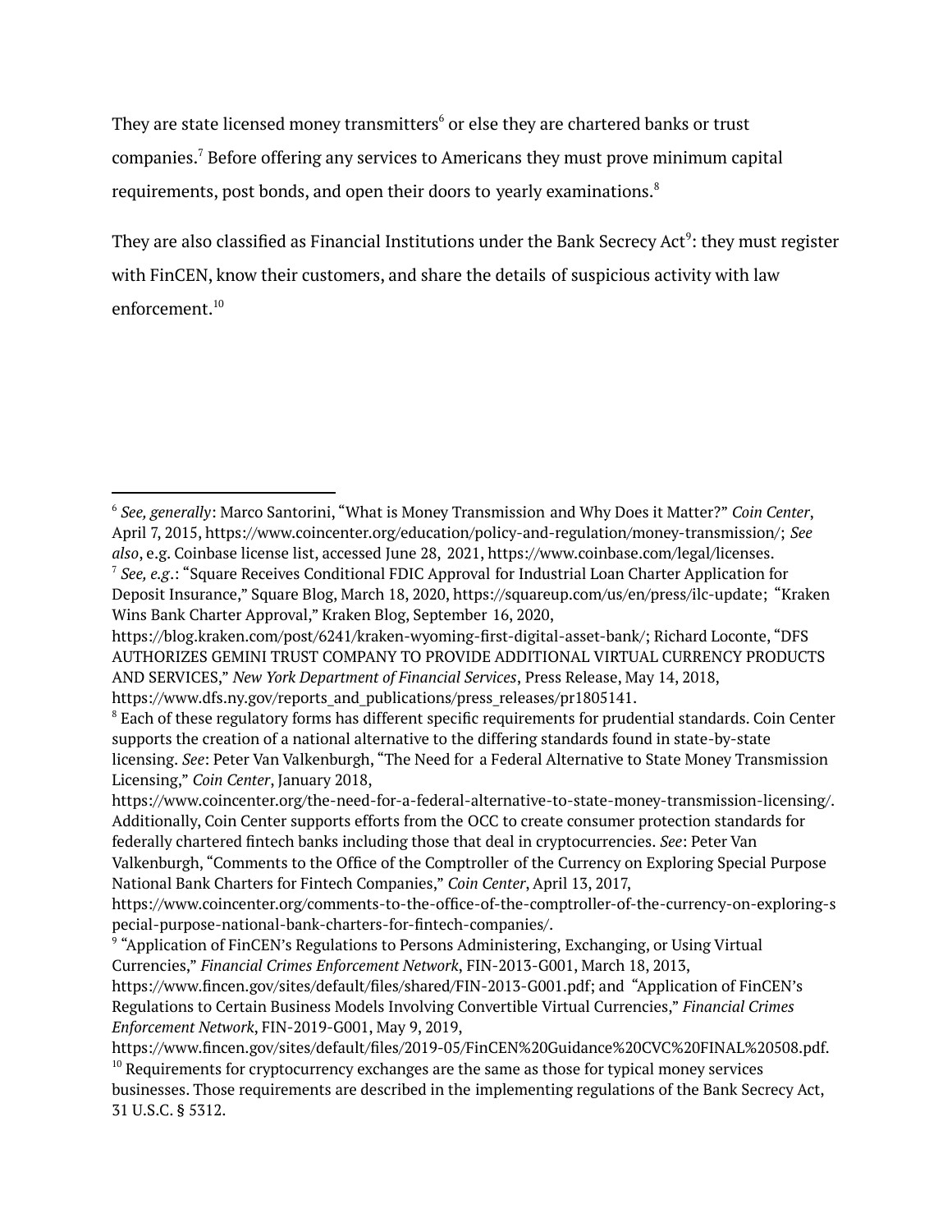They are state licensed money transmitters[6] or else they are chartered banks or trust companies.[7] Before offering any services to Americans they must prove minimum capital requirements, post bonds, and open their doors to yearly examinations.[8]

They are also classified as Financial Institutions under the Bank Secrecy Act[9]: they must register with FinCEN, know their customers, and share the details of suspicious activity with law enforcement.[10]

---

[6] *See, generally*: Marco Santorini, "What is Money Transmission and Why Does it Matter?" *Coin Center*, April 7, 2015, https://www.coincenter.org/education/policy-and-regulation/money-transmission/; *See also*, e.g. Coinbase license list, accessed June 28, 2021, https://www.coinbase.com/legal/licenses.

[7] *See, e.g.*: "Square Receives Conditional FDIC Approval for Industrial Loan Charter Application for Deposit Insurance," Square Blog, March 18, 2020, https://squareup.com/us/en/press/ilc-update; "Kraken Wins Bank Charter Approval," Kraken Blog, September 16, 2020, https://blog.kraken.com/post/6241/kraken-wyoming-first-digital-asset-bank/; Richard Loconte, "DFS AUTHORIZES GEMINI TRUST COMPANY TO PROVIDE ADDITIONAL VIRTUAL CURRENCY PRODUCTS AND SERVICES," *New York Department of Financial Services*, Press Release, May 14, 2018, https://www.dfs.ny.gov/reports_and_publications/press_releases/pr1805141.

[8] Each of these regulatory forms has different specific requirements for prudential standards. Coin Center supports the creation of a national alternative to the differing standards found in state-by-state licensing. *See*: Peter Van Valkenburgh, "The Need for a Federal Alternative to State Money Transmission Licensing," *Coin Center*, January 2018, https://www.coincenter.org/the-need-for-a-federal-alternative-to-state-money-transmission-licensing/. Additionally, Coin Center supports efforts from the OCC to create consumer protection standards for federally chartered fintech banks including those that deal in cryptocurrencies. *See*: Peter Van Valkenburgh, "Comments to the Office of the Comptroller of the Currency on Exploring Special Purpose National Bank Charters for Fintech Companies," *Coin Center*, April 13, 2017, https://www.coincenter.org/comments-to-the-office-of-the-comptroller-of-the-currency-on-exploring-special-purpose-national-bank-charters-for-fintech-companies/.

[9] "Application of FinCEN's Regulations to Persons Administering, Exchanging, or Using Virtual Currencies," *Financial Crimes Enforcement Network*, FIN-2013-G001, March 18, 2013, https://www.fincen.gov/sites/default/files/shared/FIN-2013-G001.pdf; and "Application of FinCEN's Regulations to Certain Business Models Involving Convertible Virtual Currencies," *Financial Crimes Enforcement Network*, FIN-2019-G001, May 9, 2019, https://www.fincen.gov/sites/default/files/2019-05/FinCEN%20Guidance%20CVC%20FINAL%20508.pdf.

[10] Requirements for cryptocurrency exchanges are the same as those for typical money services businesses. Those requirements are described in the implementing regulations of the Bank Secrecy Act, 31 U.S.C. § 5312.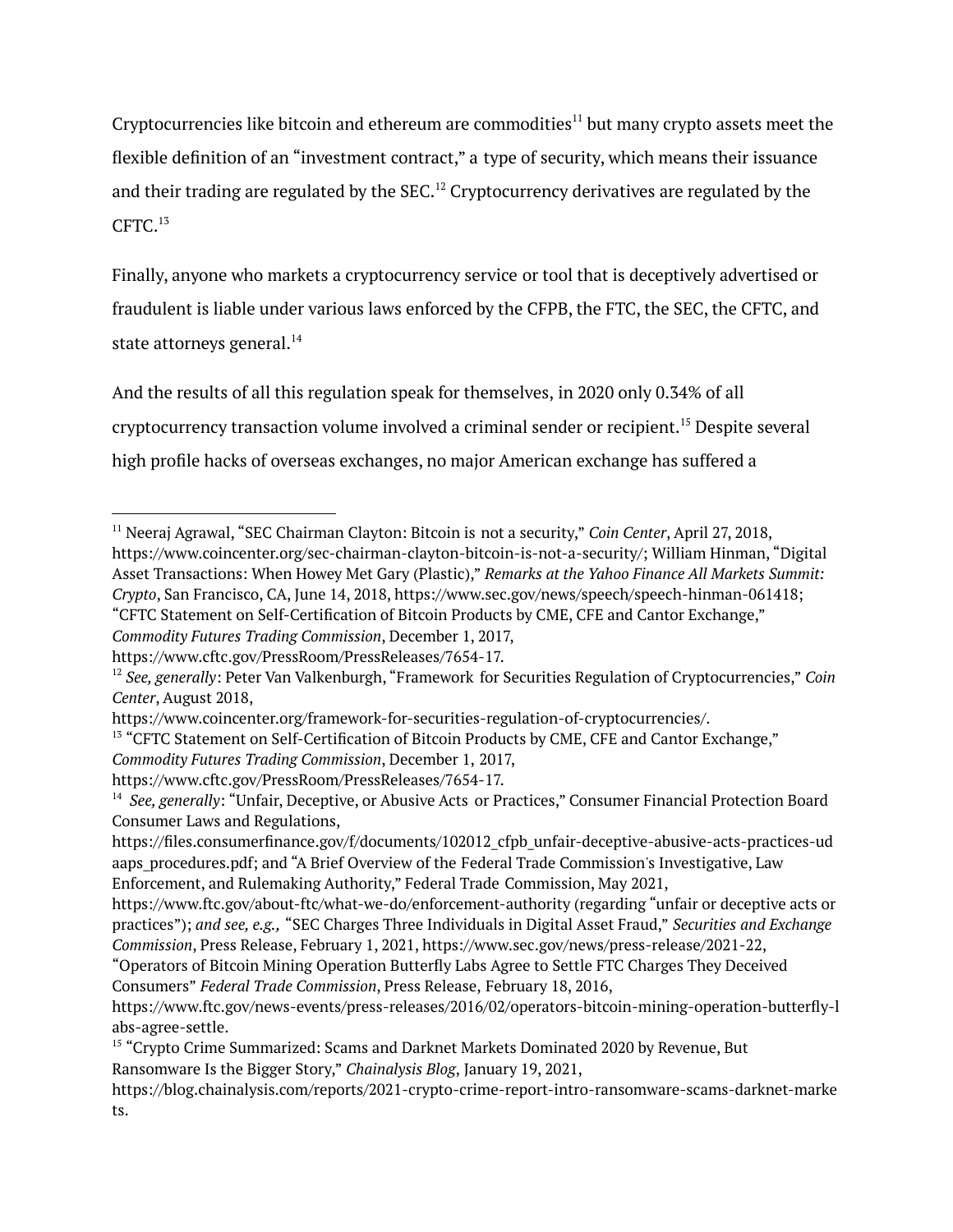Cryptocurrencies like bitcoin and ethereum are commodities[11] but many crypto assets meet the flexible definition of an "investment contract," a type of security, which means their issuance and their trading are regulated by the SEC.[12] Cryptocurrency derivatives are regulated by the CFTC.[13]

Finally, anyone who markets a cryptocurrency service or tool that is deceptively advertised or fraudulent is liable under various laws enforced by the CFPB, the FTC, the SEC, the CFTC, and state attorneys general.[14]

And the results of all this regulation speak for themselves, in 2020 only 0.34% of all cryptocurrency transaction volume involved a criminal sender or recipient.[15] Despite several high profile hacks of overseas exchanges, no major American exchange has suffered a

---

[11] Neeraj Agrawal, "SEC Chairman Clayton: Bitcoin is not a security," *Coin Center*, April 27, 2018, https://www.coincenter.org/sec-chairman-clayton-bitcoin-is-not-a-security/; William Hinman, "Digital Asset Transactions: When Howey Met Gary (Plastic)," *Remarks at the Yahoo Finance All Markets Summit: Crypto*, San Francisco, CA, June 14, 2018, https://www.sec.gov/news/speech/speech-hinman-061418; "CFTC Statement on Self-Certification of Bitcoin Products by CME, CFE and Cantor Exchange," *Commodity Futures Trading Commission*, December 1, 2017, https://www.cftc.gov/PressRoom/PressReleases/7654-17.

[12] *See, generally*: Peter Van Valkenburgh, "Framework for Securities Regulation of Cryptocurrencies," *Coin Center*, August 2018, https://www.coincenter.org/framework-for-securities-regulation-of-cryptocurrencies/.

[13] "CFTC Statement on Self-Certification of Bitcoin Products by CME, CFE and Cantor Exchange," *Commodity Futures Trading Commission*, December 1, 2017, https://www.cftc.gov/PressRoom/PressReleases/7654-17.

[14] *See, generally*: "Unfair, Deceptive, or Abusive Acts or Practices," Consumer Financial Protection Board Consumer Laws and Regulations, https://files.consumerfinance.gov/f/documents/102012_cfpb_unfair-deceptive-abusive-acts-practices-udaaps_procedures.pdf; and "A Brief Overview of the Federal Trade Commission's Investigative, Law Enforcement, and Rulemaking Authority," Federal Trade Commission, May 2021, https://www.ftc.gov/about-ftc/what-we-do/enforcement-authority (regarding "unfair or deceptive acts or practices"); *and see, e.g.,* "SEC Charges Three Individuals in Digital Asset Fraud," *Securities and Exchange Commission*, Press Release, February 1, 2021, https://www.sec.gov/news/press-release/2021-22, "Operators of Bitcoin Mining Operation Butterfly Labs Agree to Settle FTC Charges They Deceived Consumers" *Federal Trade Commission*, Press Release, February 18, 2016, https://www.ftc.gov/news-events/press-releases/2016/02/operators-bitcoin-mining-operation-butterfly-labs-agree-settle.

[15] "Crypto Crime Summarized: Scams and Darknet Markets Dominated 2020 by Revenue, But Ransomware Is the Bigger Story," *Chainalysis Blog*, January 19, 2021, https://blog.chainalysis.com/reports/2021-crypto-crime-report-intro-ransomware-scams-darknet-markets.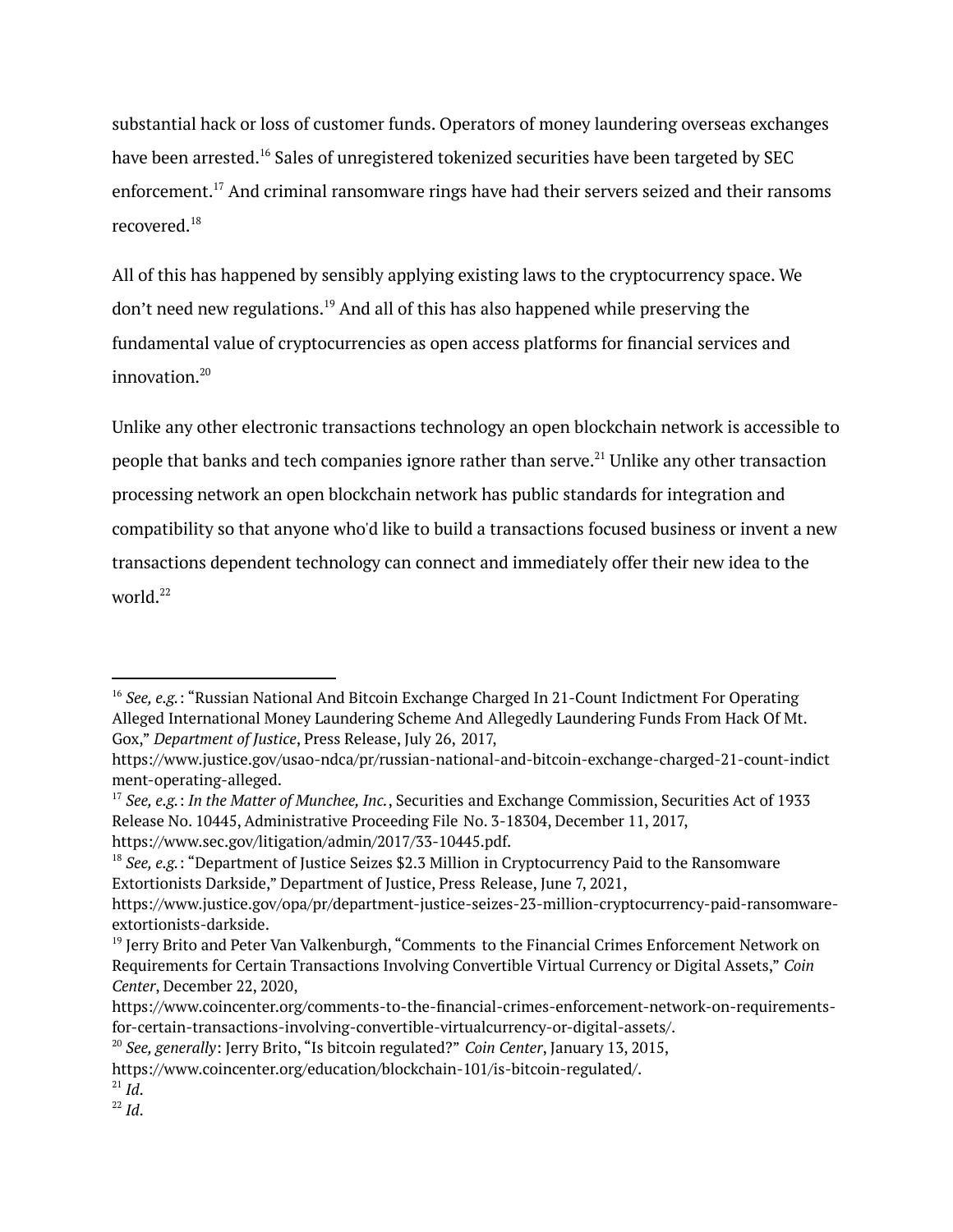substantial hack or loss of customer funds. Operators of money laundering overseas exchanges have been arrested.[16] Sales of unregistered tokenized securities have been targeted by SEC enforcement.[17] And criminal ransomware rings have had their servers seized and their ransoms recovered.[18]

All of this has happened by sensibly applying existing laws to the cryptocurrency space. We don't need new regulations.[19] And all of this has also happened while preserving the fundamental value of cryptocurrencies as open access platforms for financial services and innovation.[20]

Unlike any other electronic transactions technology an open blockchain network is accessible to people that banks and tech companies ignore rather than serve.[21] Unlike any other transaction processing network an open blockchain network has public standards for integration and compatibility so that anyone who'd like to build a transactions focused business or invent a new transactions dependent technology can connect and immediately offer their new idea to the world.[22]

---

[16] *See, e.g.*: "Russian National And Bitcoin Exchange Charged In 21-Count Indictment For Operating Alleged International Money Laundering Scheme And Allegedly Laundering Funds From Hack Of Mt. Gox," *Department of Justice*, Press Release, July 26, 2017, https://www.justice.gov/usao-ndca/pr/russian-national-and-bitcoin-exchange-charged-21-count-indictment-operating-alleged.

[17] *See, e.g.*: *In the Matter of Munchee, Inc.*, Securities and Exchange Commission, Securities Act of 1933 Release No. 10445, Administrative Proceeding File No. 3-18304, December 11, 2017, https://www.sec.gov/litigation/admin/2017/33-10445.pdf.

[18] *See, e.g.*: "Department of Justice Seizes $2.3 Million in Cryptocurrency Paid to the Ransomware Extortionists Darkside," Department of Justice, Press Release, June 7, 2021, https://www.justice.gov/opa/pr/department-justice-seizes-23-million-cryptocurrency-paid-ransomware-extortionists-darkside.

[19] Jerry Brito and Peter Van Valkenburgh, "Comments to the Financial Crimes Enforcement Network on Requirements for Certain Transactions Involving Convertible Virtual Currency or Digital Assets," *Coin Center*, December 22, 2020, https://www.coincenter.org/comments-to-the-financial-crimes-enforcement-network-on-requirements-for-certain-transactions-involving-convertible-virtualcurrency-or-digital-assets/.

[20] *See, generally*: Jerry Brito, "Is bitcoin regulated?" *Coin Center*, January 13, 2015, https://www.coincenter.org/education/blockchain-101/is-bitcoin-regulated/.

[21] *Id.*

[22] *Id.*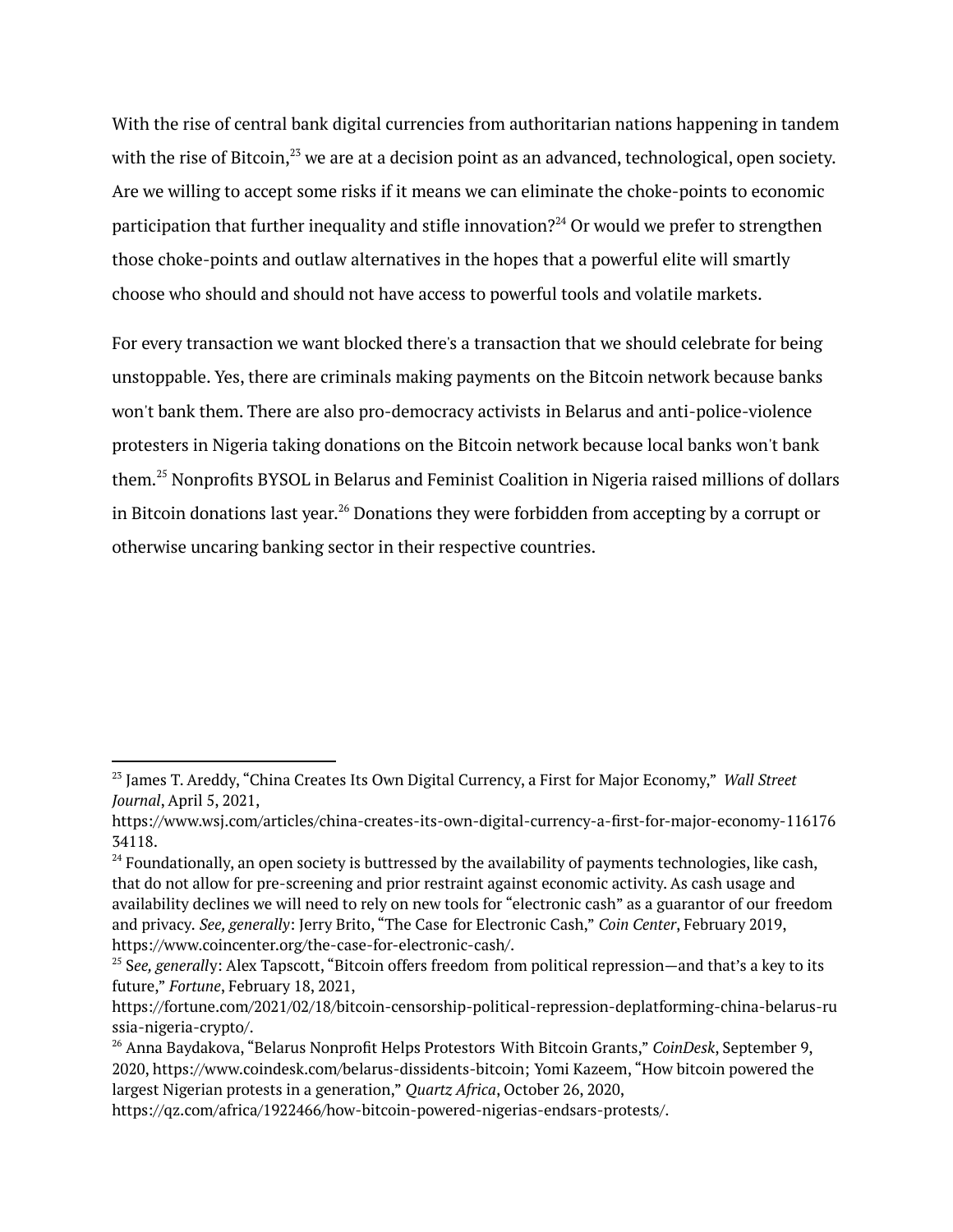With the rise of central bank digital currencies from authoritarian nations happening in tandem with the rise of Bitcoin,[23] we are at a decision point as an advanced, technological, open society. Are we willing to accept some risks if it means we can eliminate the choke-points to economic participation that further inequality and stifle innovation?[24] Or would we prefer to strengthen those choke-points and outlaw alternatives in the hopes that a powerful elite will smartly choose who should and should not have access to powerful tools and volatile markets.

For every transaction we want blocked there's a transaction that we should celebrate for being unstoppable. Yes, there are criminals making payments on the Bitcoin network because banks won't bank them. There are also pro-democracy activists in Belarus and anti-police-violence protesters in Nigeria taking donations on the Bitcoin network because local banks won't bank them.[25] Nonprofits BYSOL in Belarus and Feminist Coalition in Nigeria raised millions of dollars in Bitcoin donations last year.[26] Donations they were forbidden from accepting by a corrupt or otherwise uncaring banking sector in their respective countries.

---

[23] James T. Areddy, "China Creates Its Own Digital Currency, a First for Major Economy," *Wall Street Journal*, April 5, 2021, https://www.wsj.com/articles/china-creates-its-own-digital-currency-a-first-for-major-economy-11617634118.

[24] Foundationally, an open society is buttressed by the availability of payments technologies, like cash, that do not allow for pre-screening and prior restraint against economic activity. As cash usage and availability declines we will need to rely on new tools for "electronic cash" as a guarantor of our freedom and privacy. *See, generally*: Jerry Brito, "The Case for Electronic Cash," *Coin Center*, February 2019, https://www.coincenter.org/the-case-for-electronic-cash/.

[25] S*ee, generall*y: Alex Tapscott, "Bitcoin offers freedom from political repression—and that's a key to its future," *Fortune*, February 18, 2021, https://fortune.com/2021/02/18/bitcoin-censorship-political-repression-deplatforming-china-belarus-russia-nigeria-crypto/.

[26] Anna Baydakova, "Belarus Nonprofit Helps Protestors With Bitcoin Grants," *CoinDesk*, September 9, 2020, https://www.coindesk.com/belarus-dissidents-bitcoin; Yomi Kazeem, "How bitcoin powered the largest Nigerian protests in a generation," *Quartz Africa*, October 26, 2020, https://qz.com/africa/1922466/how-bitcoin-powered-nigerias-endsars-protests/.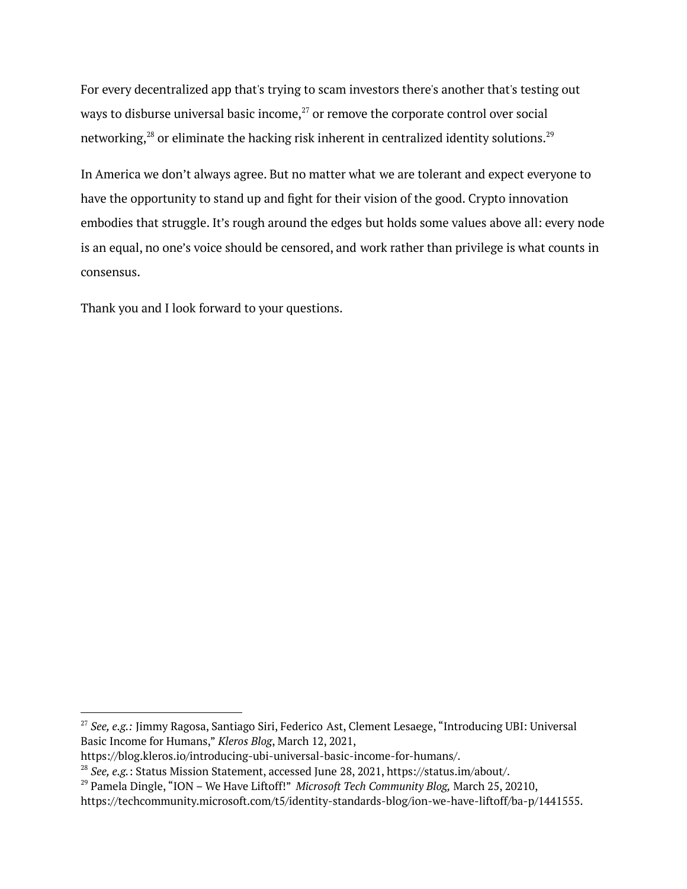For every decentralized app that's trying to scam investors there's another that's testing out ways to disburse universal basic income,[27] or remove the corporate control over social networking,[28] or eliminate the hacking risk inherent in centralized identity solutions.[29]

In America we don't always agree. But no matter what we are tolerant and expect everyone to have the opportunity to stand up and fight for their vision of the good. Crypto innovation embodies that struggle. It's rough around the edges but holds some values above all: every node is an equal, no one's voice should be censored, and work rather than privilege is what counts in consensus.

Thank you and I look forward to your questions.

---

[27] *See, e.g.:* Jimmy Ragosa, Santiago Siri, Federico Ast, Clement Lesaege, "Introducing UBI: Universal Basic Income for Humans," *Kleros Blog*, March 12, 2021, https://blog.kleros.io/introducing-ubi-universal-basic-income-for-humans/.

[28] *See, e.g.*: Status Mission Statement, accessed June 28, 2021, https://status.im/about/.

[29] Pamela Dingle, "ION – We Have Liftoff!" *Microsoft Tech Community Blog,* March 25, 20210, https://techcommunity.microsoft.com/t5/identity-standards-blog/ion-we-have-liftoff/ba-p/1441555.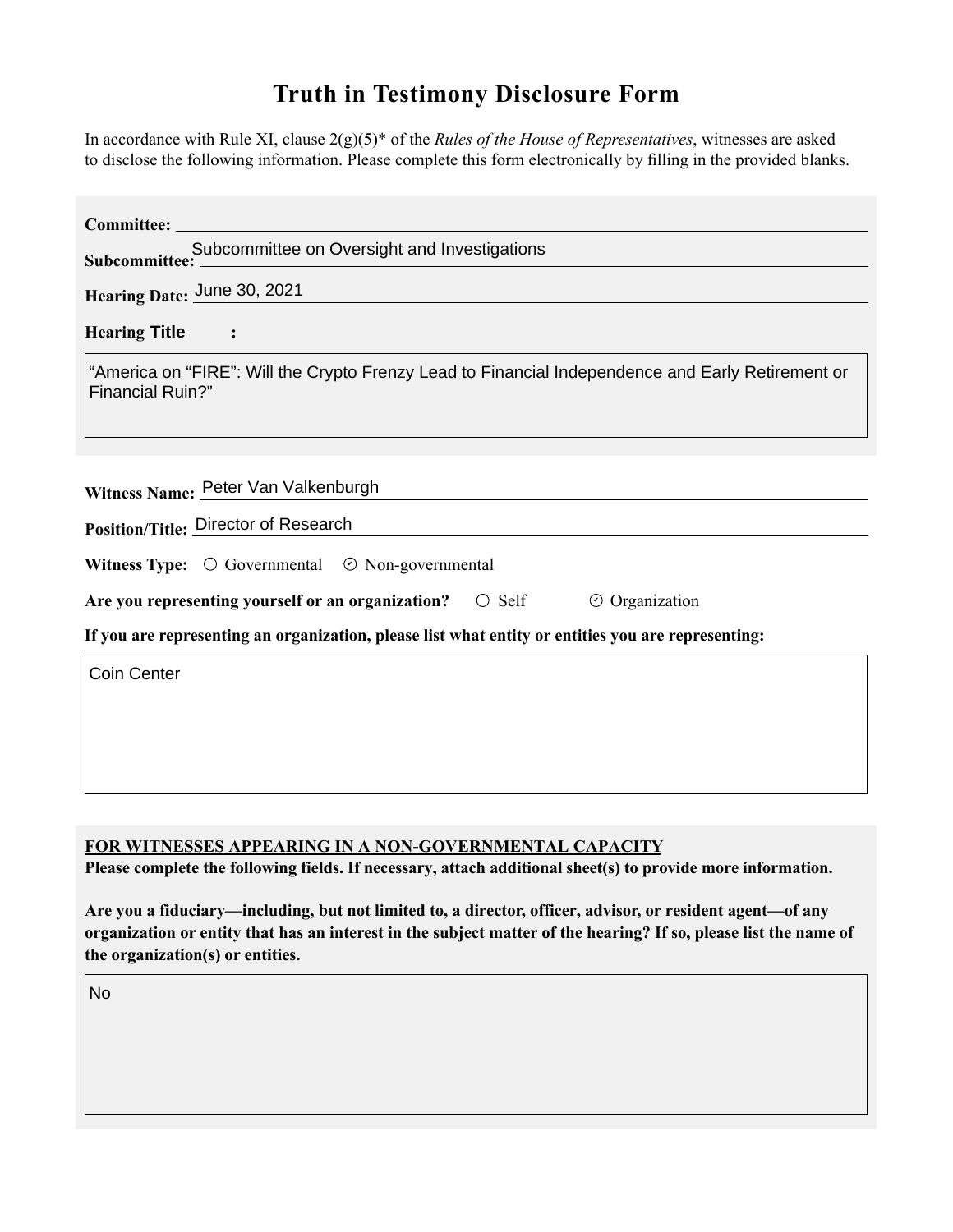# Truth in Testimony Disclosure Form

In accordance with Rule XI, clause 2(g)(5)* of the *Rules of the House of Representatives*, witnesses are asked to disclose the following information. Please complete this form electronically by filling in the provided blanks.

**Committee:**

**Subcommittee:** Subcommittee on Oversight and Investigations

**Hearing Date:** June 30, 2021

**Hearing Title:**

"America on "FIRE": Will the Crypto Frenzy Lead to Financial Independence and Early Retirement or Financial Ruin?"

**Witness Name:** Peter Van Valkenburgh

**Position/Title:** Director of Research

**Witness Type:** ○ Governmental ⊘ Non-governmental

**Are you representing yourself or an organization?** ○ Self ⊘ Organization

**If you are representing an organization, please list what entity or entities you are representing:**

Coin Center

**FOR WITNESSES APPEARING IN A NON-GOVERNMENTAL CAPACITY**

**Please complete the following fields. If necessary, attach additional sheet(s) to provide more information.**

**Are you a fiduciary—including, but not limited to, a director, officer, advisor, or resident agent—of any organization or entity that has an interest in the subject matter of the hearing? If so, please list the name of the organization(s) or entities.**

No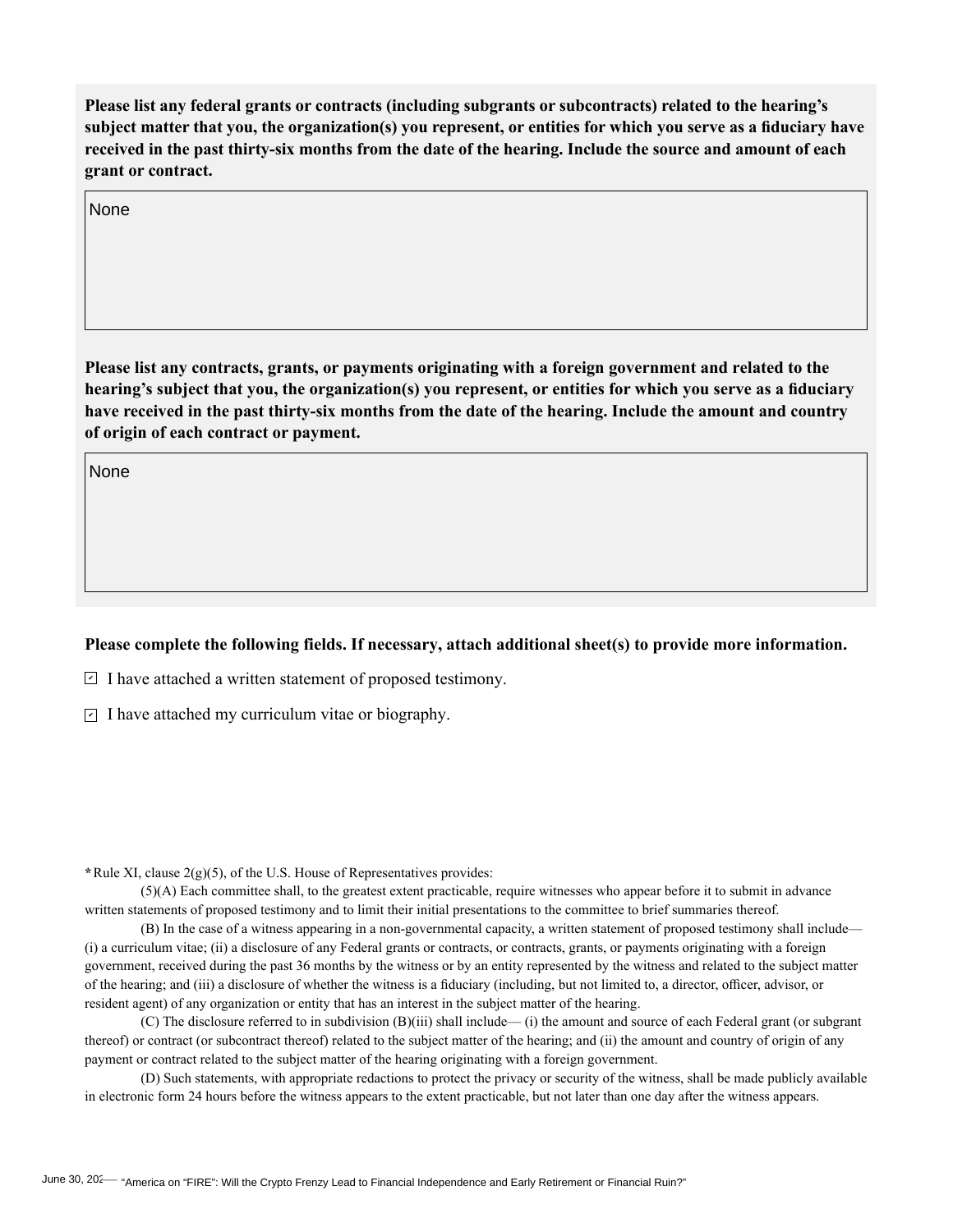**Please list any federal grants or contracts (including subgrants or subcontracts) related to the hearing's subject matter that you, the organization(s) you represent, or entities for which you serve as a fiduciary have received in the past thirty-six months from the date of the hearing. Include the source and amount of each grant or contract.**

None

**Please list any contracts, grants, or payments originating with a foreign government and related to the hearing's subject that you, the organization(s) you represent, or entities for which you serve as a fiduciary have received in the past thirty-six months from the date of the hearing. Include the amount and country of origin of each contract or payment.**

None

**Please complete the following fields. If necessary, attach additional sheet(s) to provide more information.**

- [x] I have attached a written statement of proposed testimony.
- [x] I have attached my curriculum vitae or biography.

**\*** Rule XI, clause 2(g)(5), of the U.S. House of Representatives provides:

(5)(A) Each committee shall, to the greatest extent practicable, require witnesses who appear before it to submit in advance written statements of proposed testimony and to limit their initial presentations to the committee to brief summaries thereof.

(B) In the case of a witness appearing in a non-governmental capacity, a written statement of proposed testimony shall include— (i) a curriculum vitae; (ii) a disclosure of any Federal grants or contracts, or contracts, grants, or payments originating with a foreign government, received during the past 36 months by the witness or by an entity represented by the witness and related to the subject matter of the hearing; and (iii) a disclosure of whether the witness is a fiduciary (including, but not limited to, a director, officer, advisor, or resident agent) of any organization or entity that has an interest in the subject matter of the hearing.

(C) The disclosure referred to in subdivision (B)(iii) shall include— (i) the amount and source of each Federal grant (or subgrant thereof) or contract (or subcontract thereof) related to the subject matter of the hearing; and (ii) the amount and country of origin of any payment or contract related to the subject matter of the hearing originating with a foreign government.

(D) Such statements, with appropriate redactions to protect the privacy or security of the witness, shall be made publicly available in electronic form 24 hours before the witness appears to the extent practicable, but not later than one day after the witness appears.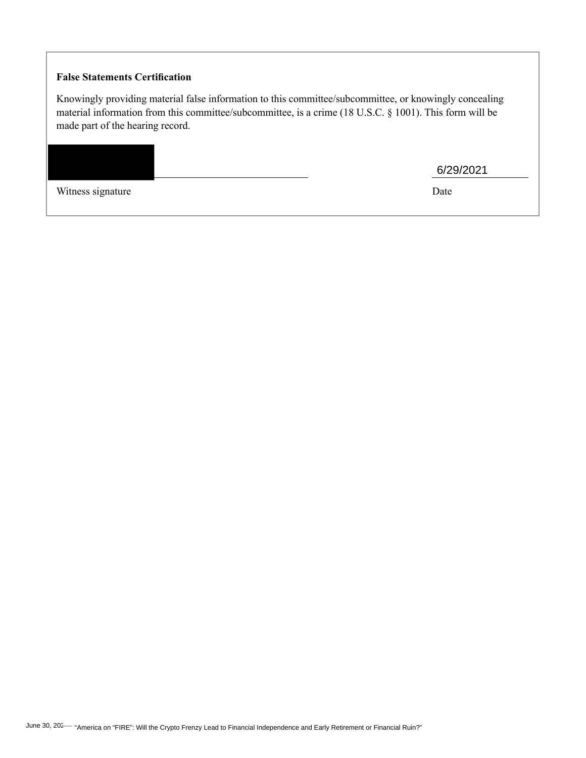**False Statements Certification**

Knowingly providing material false information to this committee/subcommittee, or knowingly concealing material information from this committee/subcommittee, is a crime (18 U.S.C. § 1001). This form will be made part of the hearing record.

_______________________________ 6/29/2021

Witness signature Date